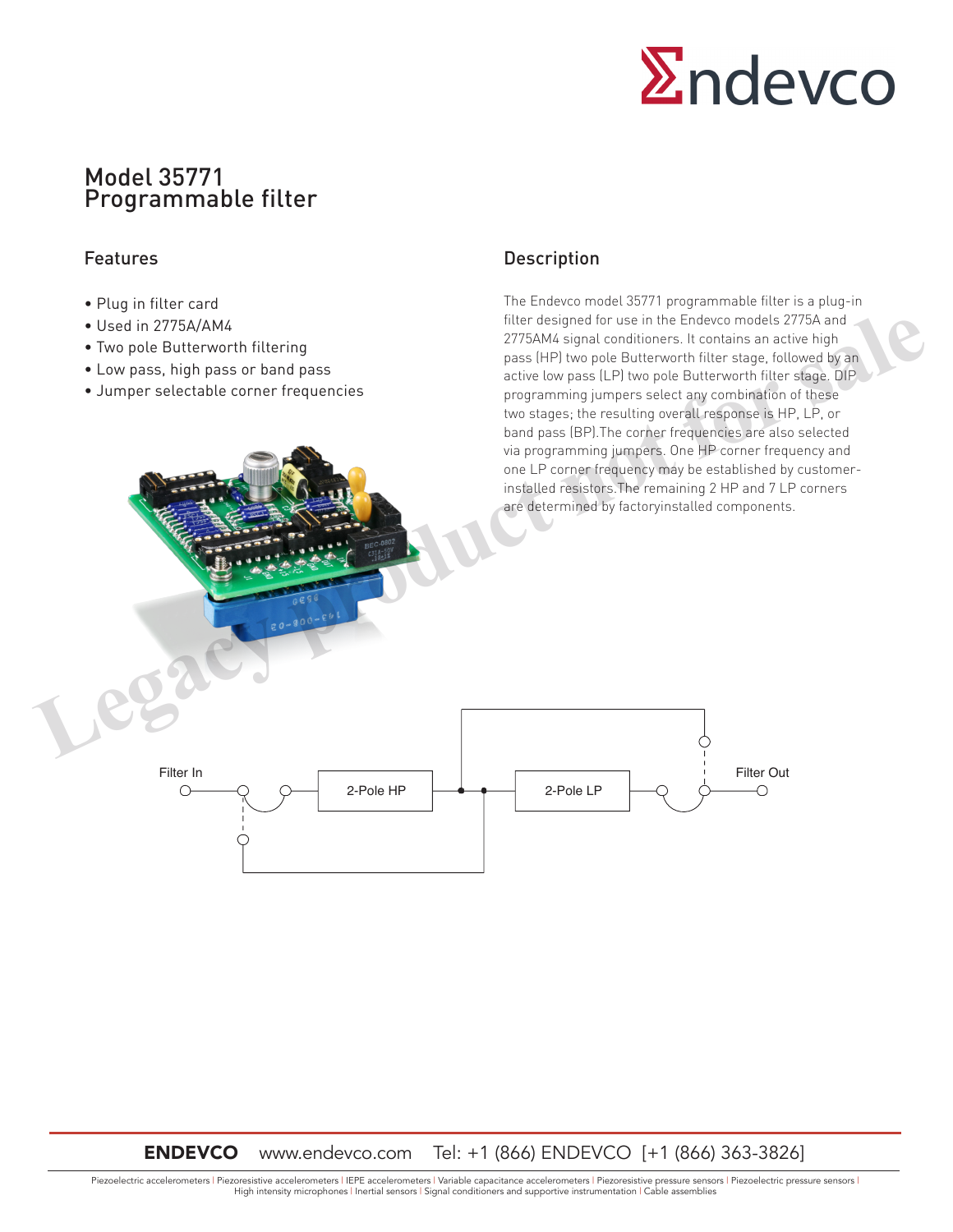# Model 35771
# Programmable filter

## Features

- Plug in filter card
- Used in 2775A/AM4
- Two pole Butterworth filtering
- Low pass, high pass or band pass
- Jumper selectable corner frequencies

## Description

The Endevco model 35771 programmable filter is a plug-in filter designed for use in the Endevco models 2775A and 2775AM4 signal conditioners. It contains an active high pass (HP) two pole Butterworth filter stage, followed by an active low pass (LP) two pole Butterworth filter stage. DIP programming jumpers select any combination of these two stages; the resulting overall response is HP, LP, or band pass (BP).The corner frequencies are also selected via programming jumpers. One HP corner frequency and one LP corner frequency may be established by customer-installed resistors.The remaining 2 HP and 7 LP corners are determined by factoryinstalled components.

Filter In — 2-Pole HP — 2-Pole LP — Filter Out

**ENDEVCO** www.endevco.com Tel: +1 (866) ENDEVCO [+1 (866) 363-3826]

Piezoelectric accelerometers | Piezoresistive accelerometers | IEPE accelerometers | Variable capacitance accelerometers | Piezoresistive pressure sensors | Piezoelectric pressure sensors | High intensity microphones | Inertial sensors | Signal conditioners and supportive instrumentation | Cable assemblies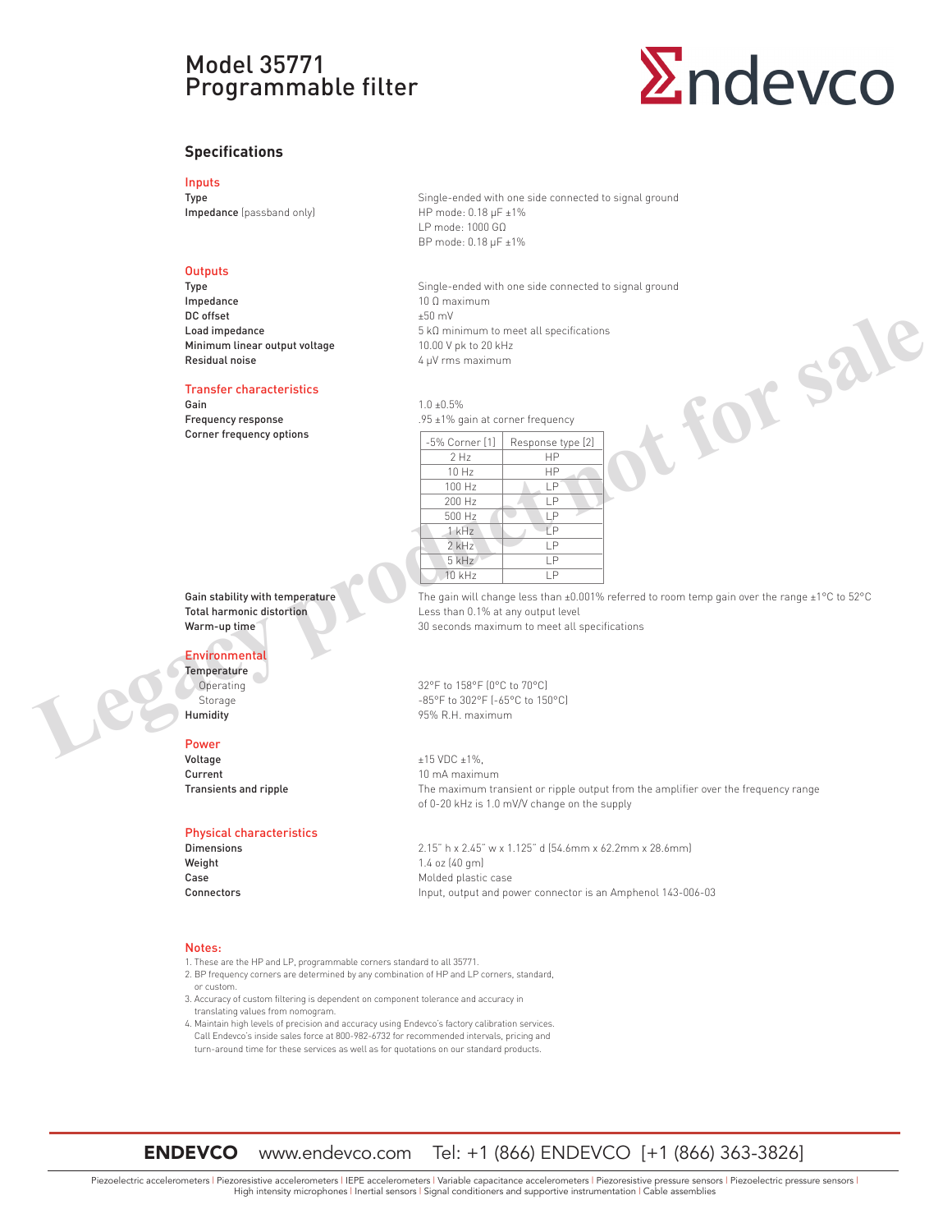# Model 35771 Programmable filter

## Specifications

### Inputs

**Type** — Single-ended with one side connected to signal ground

**Impedance** (passband only) — HP mode: 0.18 μF ±1%
LP mode: 1000 GΩ
BP mode: 0.18 μF ±1%

### Outputs

**Type** — Single-ended with one side connected to signal ground

**Impedance** — 10 Ω maximum

**DC offset** — ±50 mV

**Load impedance** — 5 kΩ minimum to meet all specifications

**Minimum linear output voltage** — 10.00 V pk to 20 kHz

**Residual noise** — 4 μV rms maximum

### Transfer characteristics

**Gain** — 1.0 ±0.5%

**Frequency response** — .95 ±1% gain at corner frequency

**Corner frequency options**

| -5% Corner [1] | Response type [2] |
|---|---|
| 2 Hz | HP |
| 10 Hz | HP |
| 100 Hz | LP |
| 200 Hz | LP |
| 500 Hz | LP |
| 1 kHz | LP |
| 2 kHz | LP |
| 5 kHz | LP |
| 10 kHz | LP |

**Gain stability with temperature** — The gain will change less than ±0.001% referred to room temp gain over the range ±1°C to 52°C

**Total harmonic distortion** — Less than 0.1% at any output level

**Warm-up time** — 30 seconds maximum to meet all specifications

### Environmental

**Temperature**

Operating — 32°F to 158°F (0°C to 70°C)

Storage — -85°F to 302°F (-65°C to 150°C)

**Humidity** — 95% R.H. maximum

### Power

**Voltage** — ±15 VDC ±1%,

**Current** — 10 mA maximum

**Transients and ripple** — The maximum transient or ripple output from the amplifier over the frequency range of 0-20 kHz is 1.0 mV/V change on the supply

### Physical characteristics

**Dimensions** — 2.15" h x 2.45" w x 1.125" d (54.6mm x 62.2mm x 28.6mm)

**Weight** — 1.4 oz (40 gm)

**Case** — Molded plastic case

**Connectors** — Input, output and power connector is an Amphenol 143-006-03

### Notes:

1. These are the HP and LP, programmable corners standard to all 35771.
2. BP frequency corners are determined by any combination of HP and LP corners, standard, or custom.
3. Accuracy of custom filtering is dependent on component tolerance and accuracy in translating values from nomogram.
4. Maintain high levels of precision and accuracy using Endevco's factory calibration services. Call Endevco's inside sales force at 800-982-6732 for recommended intervals, pricing and turn-around time for these services as well as for quotations on our standard products.

Legacy product not for sale

**ENDEVCO** www.endevco.com Tel: +1 (866) ENDEVCO [+1 (866) 363-3826]

Piezoelectric accelerometers | Piezoresistive accelerometers | IEPE accelerometers | Variable capacitance accelerometers | Piezoresistive pressure sensors | Piezoelectric pressure sensors | High intensity microphones | Inertial sensors | Signal conditioners and supportive instrumentation | Cable assemblies